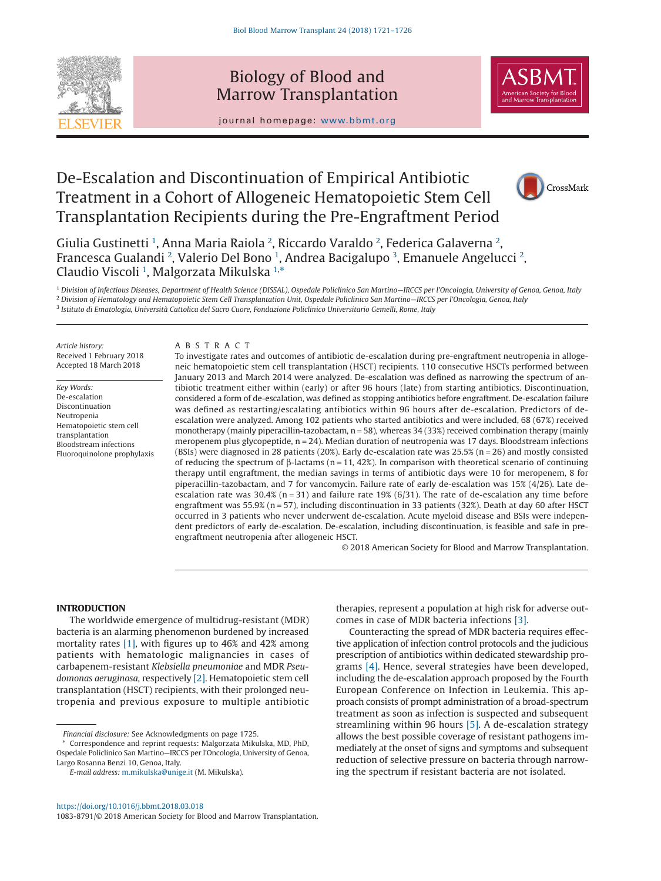# De-Escalation and Discontinuation of Empirical Antibiotic Treatment in a Cohort of Allogeneic Hematopoietic Stem Cell Transplantation Recipients during the Pre-Engraftment Period

Giulia Gustinetti [1], Anna Maria Raiola [2], Riccardo Varaldo [2], Federica Galaverna [2], Francesca Gualandi [2], Valerio Del Bono [1], Andrea Bacigalupo [3], Emanuele Angelucci [2], Claudio Viscoli [1], Malgorzata Mikulska [1,*]

[1] Division of Infectious Diseases, Department of Health Science (DISSAL), Ospedale Policlinico San Martino—IRCCS per l'Oncologia, University of Genoa, Genoa, Italy
[2] Division of Hematology and Hematopoietic Stem Cell Transplantation Unit, Ospedale Policlinico San Martino—IRCCS per l'Oncologia, Genoa, Italy
[3] Istituto di Ematologia, Università Cattolica del Sacro Cuore, Fondazione Policlinico Universitario Gemelli, Rome, Italy

*Article history:*
Received 1 February 2018
Accepted 18 March 2018

*Key Words:*
De-escalation
Discontinuation
Neutropenia
Hematopoietic stem cell transplantation
Bloodstream infections
Fluoroquinolone prophylaxis

## ABSTRACT

To investigate rates and outcomes of antibiotic de-escalation during pre-engraftment neutropenia in allogeneic hematopoietic stem cell transplantation (HSCT) recipients. 110 consecutive HSCTs performed between January 2013 and March 2014 were analyzed. De-escalation was defined as narrowing the spectrum of antibiotic treatment either within (early) or after 96 hours (late) from starting antibiotics. Discontinuation, considered a form of de-escalation, was defined as stopping antibiotics before engraftment. De-escalation failure was defined as restarting/escalating antibiotics within 96 hours after de-escalation. Predictors of de-escalation were analyzed. Among 102 patients who started antibiotics and were included, 68 (67%) received monotherapy (mainly piperacillin-tazobactam, n = 58), whereas 34 (33%) received combination therapy (mainly meropenem plus glycopeptide, n = 24). Median duration of neutropenia was 17 days. Bloodstream infections (BSIs) were diagnosed in 28 patients (20%). Early de-escalation rate was 25.5% (n = 26) and mostly consisted of reducing the spectrum of β-lactams (n = 11, 42%). In comparison with theoretical scenario of continuing therapy until engraftment, the median savings in terms of antibiotic days were 10 for meropenem, 8 for piperacillin-tazobactam, and 7 for vancomycin. Failure rate of early de-escalation was 15% (4/26). Late de-escalation rate was 30.4% (n = 31) and failure rate 19% (6/31). The rate of de-escalation any time before engraftment was 55.9% (n = 57), including discontinuation in 33 patients (32%). Death at day 60 after HSCT occurred in 3 patients who never underwent de-escalation. Acute myeloid disease and BSIs were independent predictors of early de-escalation. De-escalation, including discontinuation, is feasible and safe in pre-engraftment neutropenia after allogeneic HSCT.

© 2018 American Society for Blood and Marrow Transplantation.

## INTRODUCTION

The worldwide emergence of multidrug-resistant (MDR) bacteria is an alarming phenomenon burdened by increased mortality rates [1], with figures up to 46% and 42% among patients with hematologic malignancies in cases of carbapenem-resistant *Klebsiella pneumoniae* and MDR *Pseudomonas aeruginosa*, respectively [2]. Hematopoietic stem cell transplantation (HSCT) recipients, with their prolonged neutropenia and previous exposure to multiple antibiotic therapies, represent a population at high risk for adverse outcomes in case of MDR bacteria infections [3].

Counteracting the spread of MDR bacteria requires effective application of infection control protocols and the judicious prescription of antibiotics within dedicated stewardship programs [4]. Hence, several strategies have been developed, including the de-escalation approach proposed by the Fourth European Conference on Infection in Leukemia. This approach consists of prompt administration of a broad-spectrum treatment as soon as infection is suspected and subsequent streamlining within 96 hours [5]. A de-escalation strategy allows the best possible coverage of resistant pathogens immediately at the onset of signs and symptoms and subsequent reduction of selective pressure on bacteria through narrowing the spectrum if resistant bacteria are not isolated.

*Financial disclosure:* See Acknowledgments on page 1725.
* Correspondence and reprint requests: Malgorzata Mikulska, MD, PhD, Ospedale Policlinico San Martino—IRCCS per l'Oncologia, University of Genoa, Largo Rosanna Benzi 10, Genoa, Italy.
*E-mail address:* m.mikulska@unige.it (M. Mikulska).

https://doi.org/10.1016/j.bbmt.2018.03.018
1083-8791/© 2018 American Society for Blood and Marrow Transplantation.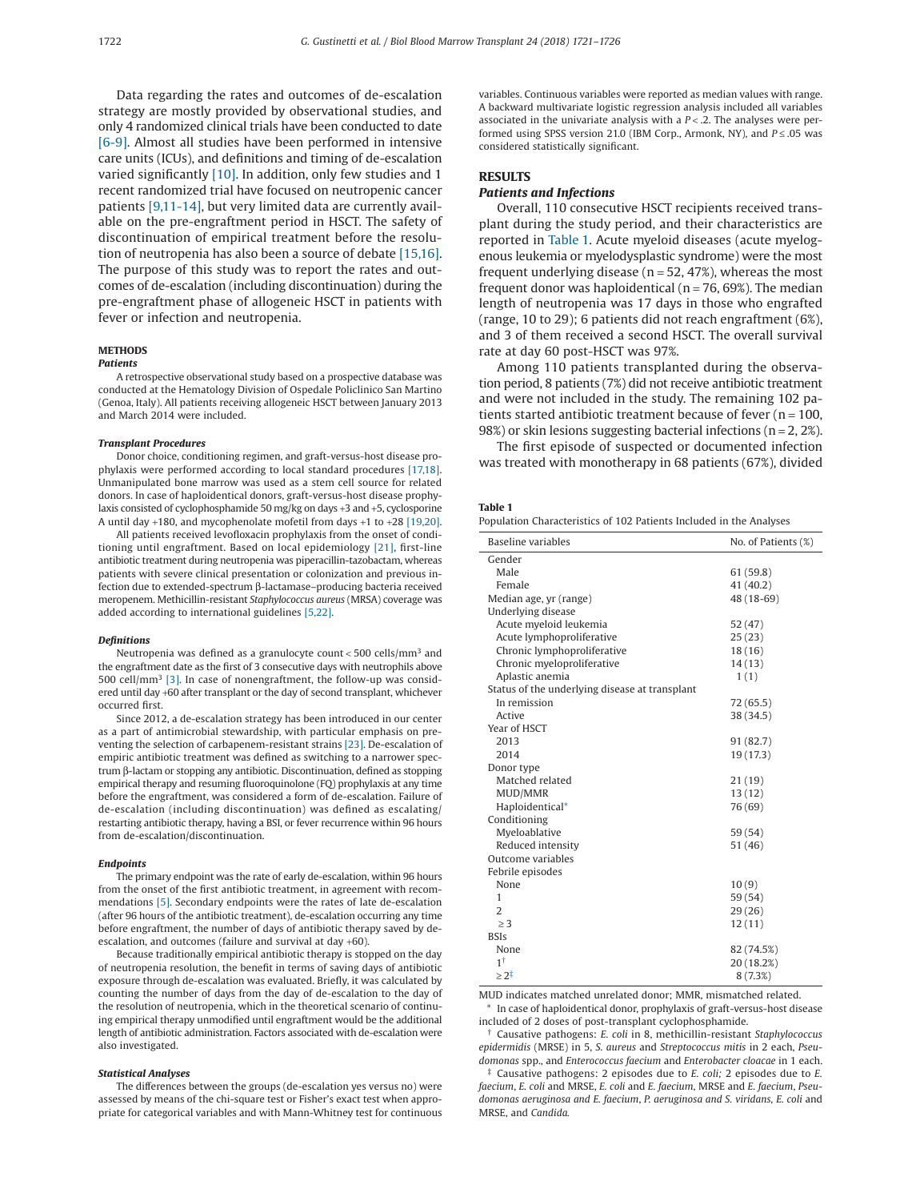Data regarding the rates and outcomes of de-escalation strategy are mostly provided by observational studies, and only 4 randomized clinical trials have been conducted to date [6-9]. Almost all studies have been performed in intensive care units (ICUs), and definitions and timing of de-escalation varied significantly [10]. In addition, only few studies and 1 recent randomized trial have focused on neutropenic cancer patients [9,11-14], but very limited data are currently available on the pre-engraftment period in HSCT. The safety of discontinuation of empirical treatment before the resolution of neutropenia has also been a source of debate [15,16]. The purpose of this study was to report the rates and outcomes of de-escalation (including discontinuation) during the pre-engraftment phase of allogeneic HSCT in patients with fever or infection and neutropenia.

## METHODS

### Patients

A retrospective observational study based on a prospective database was conducted at the Hematology Division of Ospedale Policlinico San Martino (Genoa, Italy). All patients receiving allogeneic HSCT between January 2013 and March 2014 were included.

### Transplant Procedures

Donor choice, conditioning regimen, and graft-versus-host disease prophylaxis were performed according to local standard procedures [17,18]. Unmanipulated bone marrow was used as a stem cell source for related donors. In case of haploidentical donors, graft-versus-host disease prophylaxis consisted of cyclophosphamide 50 mg/kg on days +3 and +5, cyclosporine A until day +180, and mycophenolate mofetil from days +1 to +28 [19,20].

All patients received levofloxacin prophylaxis from the onset of conditioning until engraftment. Based on local epidemiology [21], first-line antibiotic treatment during neutropenia was piperacillin-tazobactam, whereas patients with severe clinical presentation or colonization and previous infection due to extended-spectrum β-lactamase–producing bacteria received meropenem. Methicillin-resistant *Staphylococcus aureus* (MRSA) coverage was added according to international guidelines [5,22].

### Definitions

Neutropenia was defined as a granulocyte count < 500 cells/mm$^3$ and the engraftment date as the first of 3 consecutive days with neutrophils above 500 cell/mm$^3$ [3]. In case of nonengraftment, the follow-up was considered until day +60 after transplant or the day of second transplant, whichever occurred first.

Since 2012, a de-escalation strategy has been introduced in our center as a part of antimicrobial stewardship, with particular emphasis on preventing the selection of carbapenem-resistant strains [23]. De-escalation of empiric antibiotic treatment was defined as switching to a narrower spectrum β-lactam or stopping any antibiotic. Discontinuation, defined as stopping empirical therapy and resuming fluoroquinolone (FQ) prophylaxis at any time before the engraftment, was considered a form of de-escalation. Failure of de-escalation (including discontinuation) was defined as escalating/restarting antibiotic therapy, having a BSI, or fever recurrence within 96 hours from de-escalation/discontinuation.

### Endpoints

The primary endpoint was the rate of early de-escalation, within 96 hours from the onset of the first antibiotic treatment, in agreement with recommendations [5]. Secondary endpoints were the rates of late de-escalation (after 96 hours of the antibiotic treatment), de-escalation occurring any time before engraftment, the number of days of antibiotic therapy saved by de-escalation, and outcomes (failure and survival at day +60).

Because traditionally empirical antibiotic therapy is stopped on the day of neutropenia resolution, the benefit in terms of saving days of antibiotic exposure through de-escalation was evaluated. Briefly, it was calculated by counting the number of days from the day of de-escalation to the day of the resolution of neutropenia, which in the theoretical scenario of continuing empirical therapy unmodified until engraftment would be the additional length of antibiotic administration. Factors associated with de-escalation were also investigated.

### Statistical Analyses

The differences between the groups (de-escalation yes versus no) were assessed by means of the chi-square test or Fisher's exact test when appropriate for categorical variables and with Mann-Whitney test for continuous variables. Continuous variables were reported as median values with range. A backward multivariate logistic regression analysis included all variables associated in the univariate analysis with a $P < .2$. The analyses were performed using SPSS version 21.0 (IBM Corp., Armonk, NY), and $P \leq .05$ was considered statistically significant.

## RESULTS

### Patients and Infections

Overall, 110 consecutive HSCT recipients received transplant during the study period, and their characteristics are reported in Table 1. Acute myeloid diseases (acute myelogenous leukemia or myelodysplastic syndrome) were the most frequent underlying disease (n = 52, 47%), whereas the most frequent donor was haploidentical (n = 76, 69%). The median length of neutropenia was 17 days in those who engrafted (range, 10 to 29); 6 patients did not reach engraftment (6%), and 3 of them received a second HSCT. The overall survival rate at day 60 post-HSCT was 97%.

Among 110 patients transplanted during the observation period, 8 patients (7%) did not receive antibiotic treatment and were not included in the study. The remaining 102 patients started antibiotic treatment because of fever (n = 100, 98%) or skin lesions suggesting bacterial infections (n = 2, 2%).

The first episode of suspected or documented infection was treated with monotherapy in 68 patients (67%), divided

**Table 1**
Population Characteristics of 102 Patients Included in the Analyses

| Baseline variables | No. of Patients (%) |
|---|---|
| Gender | |
| Male | 61 (59.8) |
| Female | 41 (40.2) |
| Median age, yr (range) | 48 (18-69) |
| Underlying disease | |
| Acute myeloid leukemia | 52 (47) |
| Acute lymphoproliferative | 25 (23) |
| Chronic lymphoproliferative | 18 (16) |
| Chronic myeloproliferative | 14 (13) |
| Aplastic anemia | 1 (1) |
| Status of the underlying disease at transplant | |
| In remission | 72 (65.5) |
| Active | 38 (34.5) |
| Year of HSCT | |
| 2013 | 91 (82.7) |
| 2014 | 19 (17.3) |
| Donor type | |
| Matched related | 21 (19) |
| MUD/MMR | 13 (12) |
| Haploidentical* | 76 (69) |
| Conditioning | |
| Myeloablative | 59 (54) |
| Reduced intensity | 51 (46) |
| Outcome variables | |
| Febrile episodes | |
| None | 10 (9) |
| 1 | 59 (54) |
| 2 | 29 (26) |
| ≥ 3 | 12 (11) |
| BSIs | |
| None | 82 (74.5%) |
| 1[†] | 20 (18.2%) |
| ≥ 2[‡] | 8 (7.3%) |

MUD indicates matched unrelated donor; MMR, mismatched related.

\* In case of haploidentical donor, prophylaxis of graft-versus-host disease included of 2 doses of post-transplant cyclophosphamide.

† Causative pathogens: *E. coli* in 8, methicillin-resistant *Staphylococcus epidermidis* (MRSE) in 5, *S. aureus* and *Streptococcus mitis* in 2 each, *Pseudomonas* spp., and *Enterococcus faecium* and *Enterobacter cloacae* in 1 each.

‡ Causative pathogens: 2 episodes due to *E. coli;* 2 episodes due to *E. faecium*, *E. coli* and MRSE, *E. coli* and *E. faecium*, MRSE and *E. faecium*, *Pseudomonas aeruginosa and E. faecium*, *P. aeruginosa and S. viridans*, *E. coli* and MRSE, and *Candida*.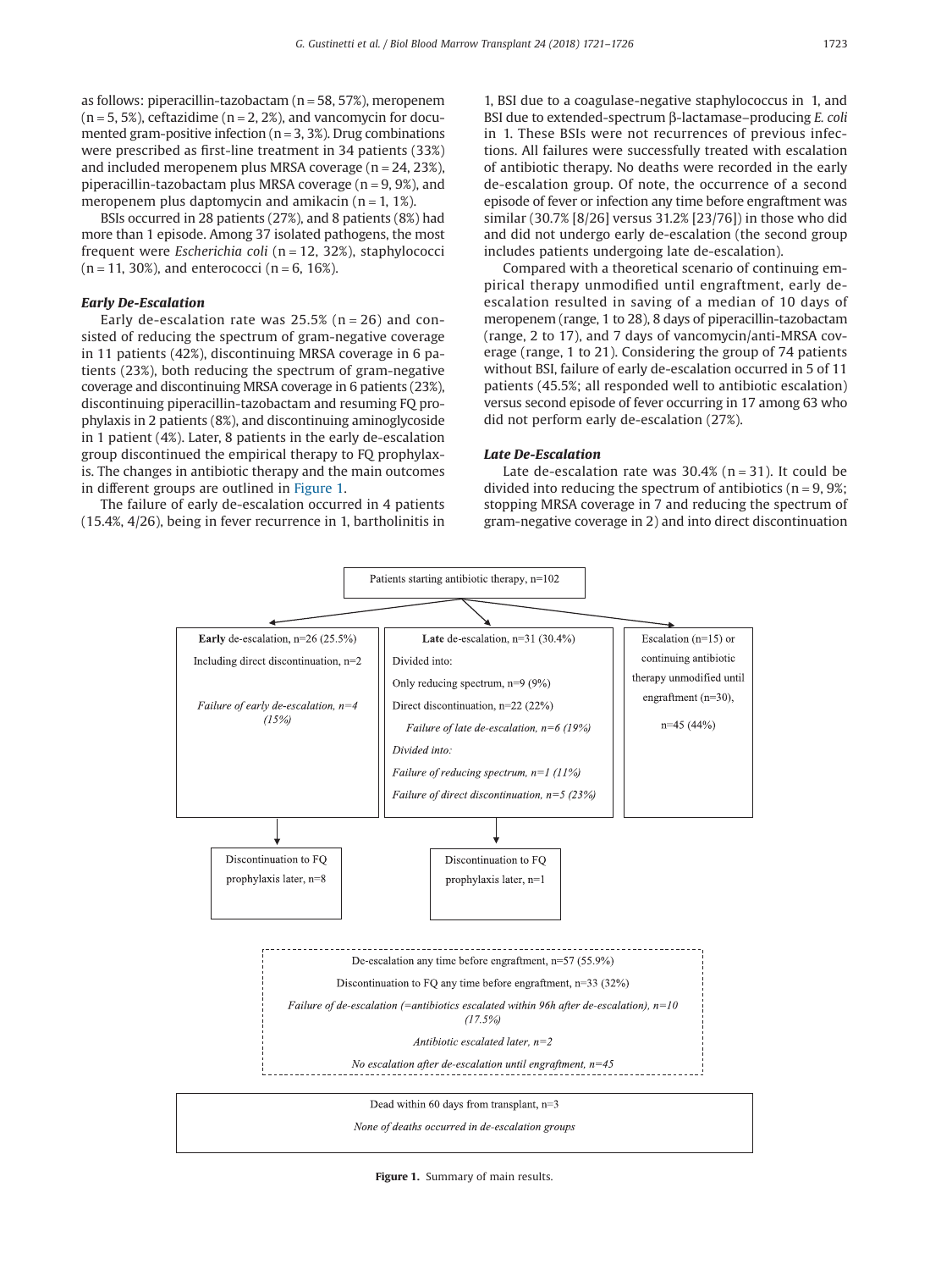as follows: piperacillin-tazobactam (n = 58, 57%), meropenem (n = 5, 5%), ceftazidime (n = 2, 2%), and vancomycin for documented gram-positive infection (n = 3, 3%). Drug combinations were prescribed as first-line treatment in 34 patients (33%) and included meropenem plus MRSA coverage (n = 24, 23%), piperacillin-tazobactam plus MRSA coverage (n = 9, 9%), and meropenem plus daptomycin and amikacin (n = 1, 1%).

BSIs occurred in 28 patients (27%), and 8 patients (8%) had more than 1 episode. Among 37 isolated pathogens, the most frequent were *Escherichia coli* (n = 12, 32%), staphylococci (n = 11, 30%), and enterococci (n = 6, 16%).

### *Early De-Escalation*

Early de-escalation rate was 25.5% (n = 26) and consisted of reducing the spectrum of gram-negative coverage in 11 patients (42%), discontinuing MRSA coverage in 6 patients (23%), both reducing the spectrum of gram-negative coverage and discontinuing MRSA coverage in 6 patients (23%), discontinuing piperacillin-tazobactam and resuming FQ prophylaxis in 2 patients (8%), and discontinuing aminoglycoside in 1 patient (4%). Later, 8 patients in the early de-escalation group discontinued the empirical therapy to FQ prophylaxis. The changes in antibiotic therapy and the main outcomes in different groups are outlined in Figure 1.

The failure of early de-escalation occurred in 4 patients (15.4%, 4/26), being in fever recurrence in 1, bartholinitis in 1, BSI due to a coagulase-negative staphylococcus in 1, and BSI due to extended-spectrum β-lactamase–producing *E. coli* in 1. These BSIs were not recurrences of previous infections. All failures were successfully treated with escalation of antibiotic therapy. No deaths were recorded in the early de-escalation group. Of note, the occurrence of a second episode of fever or infection any time before engraftment was similar (30.7% [8/26] versus 31.2% [23/76]) in those who did and did not undergo early de-escalation (the second group includes patients undergoing late de-escalation).

Compared with a theoretical scenario of continuing empirical therapy unmodified until engraftment, early de-escalation resulted in saving of a median of 10 days of meropenem (range, 1 to 28), 8 days of piperacillin-tazobactam (range, 2 to 17), and 7 days of vancomycin/anti-MRSA coverage (range, 1 to 21). Considering the group of 74 patients without BSI, failure of early de-escalation occurred in 5 of 11 patients (45.5%; all responded well to antibiotic escalation) versus second episode of fever occurring in 17 among 63 who did not perform early de-escalation (27%).

### *Late De-Escalation*

Late de-escalation rate was 30.4% (n = 31). It could be divided into reducing the spectrum of antibiotics (n = 9, 9%; stopping MRSA coverage in 7 and reducing the spectrum of gram-negative coverage in 2) and into direct discontinuation

Patients starting antibiotic therapy, n=102

**Early** de-escalation, n=26 (25.5%)
Including direct discontinuation, n=2
*Failure of early de-escalation, n=4 (15%)*
→ Discontinuation to FQ prophylaxis later, n=8

**Late** de-escalation, n=31 (30.4%)
Divided into:
Only reducing spectrum, n=9 (9%)
Direct discontinuation, n=22 (22%)
*Failure of late de-escalation, n=6 (19%)*
*Divided into:*
*Failure of reducing spectrum, n=1 (11%)*
*Failure of direct discontinuation, n=5 (23%)*
→ Discontinuation to FQ prophylaxis later, n=1

Escalation (n=15) or continuing antibiotic therapy unmodified until engraftment (n=30),
n=45 (44%)

De-escalation any time before engraftment, n=57 (55.9%)
Discontinuation to FQ any time before engraftment, n=33 (32%)
*Failure of de-escalation (=antibiotics escalated within 96h after de-escalation), n=10 (17.5%)*
*Antibiotic escalated later, n=2*
*No escalation after de-escalation until engraftment, n=45*

Dead within 60 days from transplant, n=3
*None of deaths occurred in de-escalation groups*

**Figure 1.** Summary of main results.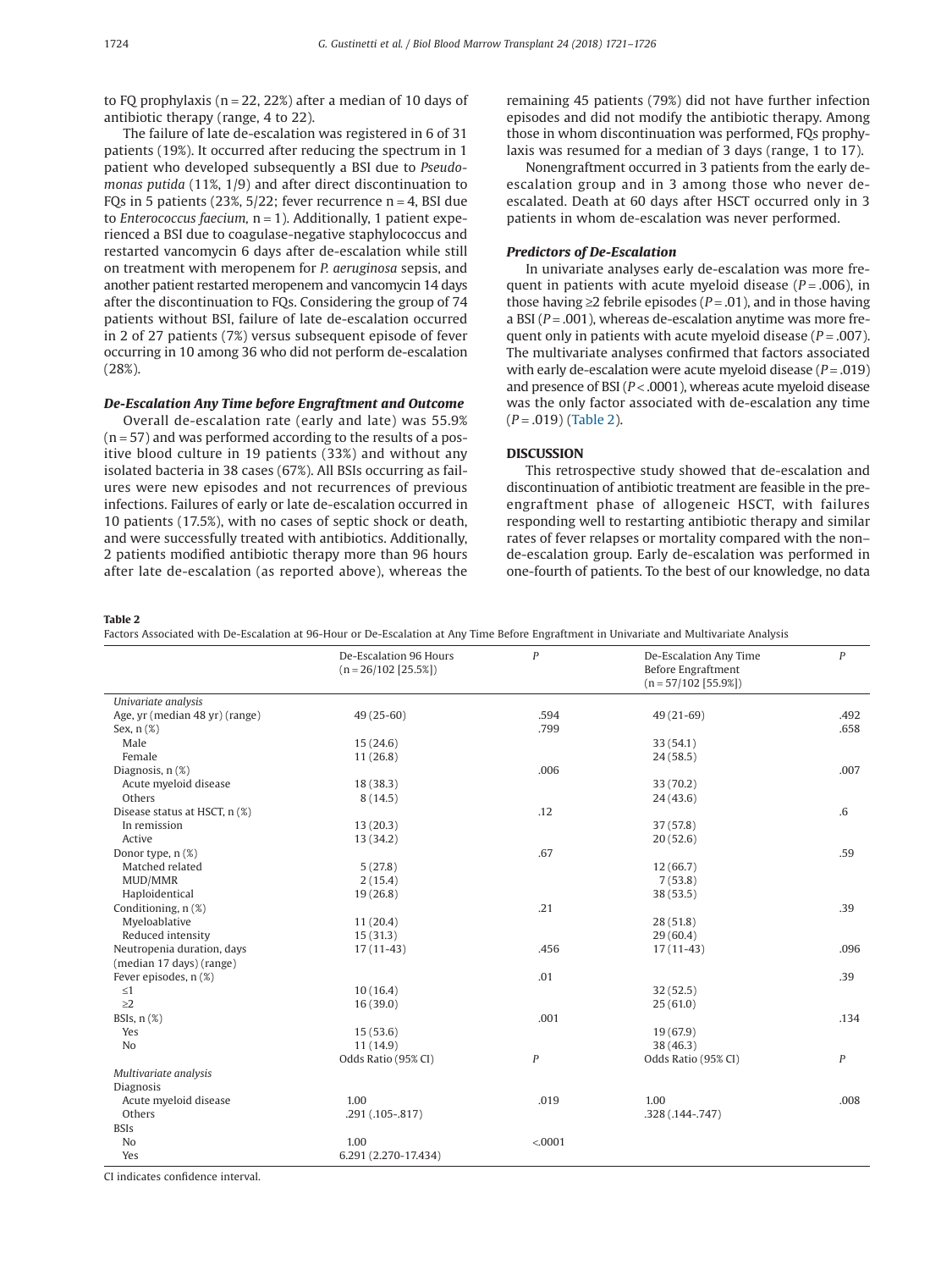to FQ prophylaxis (n = 22, 22%) after a median of 10 days of antibiotic therapy (range, 4 to 22).

The failure of late de-escalation was registered in 6 of 31 patients (19%). It occurred after reducing the spectrum in 1 patient who developed subsequently a BSI due to *Pseudomonas putida* (11%, 1/9) and after direct discontinuation to FQs in 5 patients (23%, 5/22; fever recurrence n = 4, BSI due to *Enterococcus faecium*, n = 1). Additionally, 1 patient experienced a BSI due to coagulase-negative staphylococcus and restarted vancomycin 6 days after de-escalation while still on treatment with meropenem for *P. aeruginosa* sepsis, and another patient restarted meropenem and vancomycin 14 days after the discontinuation to FQs. Considering the group of 74 patients without BSI, failure of late de-escalation occurred in 2 of 27 patients (7%) versus subsequent episode of fever occurring in 10 among 36 who did not perform de-escalation (28%).

### De-Escalation Any Time before Engraftment and Outcome

Overall de-escalation rate (early and late) was 55.9% (n = 57) and was performed according to the results of a positive blood culture in 19 patients (33%) and without any isolated bacteria in 38 cases (67%). All BSIs occurring as failures were new episodes and not recurrences of previous infections. Failures of early or late de-escalation occurred in 10 patients (17.5%), with no cases of septic shock or death, and were successfully treated with antibiotics. Additionally, 2 patients modified antibiotic therapy more than 96 hours after late de-escalation (as reported above), whereas the remaining 45 patients (79%) did not have further infection episodes and did not modify the antibiotic therapy. Among those in whom discontinuation was performed, FQs prophylaxis was resumed for a median of 3 days (range, 1 to 17).

Nonengraftment occurred in 3 patients from the early de-escalation group and in 3 among those who never de-escalated. Death at 60 days after HSCT occurred only in 3 patients in whom de-escalation was never performed.

### Predictors of De-Escalation

In univariate analyses early de-escalation was more frequent in patients with acute myeloid disease ($P = .006$), in those having ≥2 febrile episodes ($P = .01$), and in those having a BSI ($P = .001$), whereas de-escalation anytime was more frequent only in patients with acute myeloid disease ($P = .007$). The multivariate analyses confirmed that factors associated with early de-escalation were acute myeloid disease ($P = .019$) and presence of BSI ($P < .0001$), whereas acute myeloid disease was the only factor associated with de-escalation any time ($P = .019$) (Table 2).

## DISCUSSION

This retrospective study showed that de-escalation and discontinuation of antibiotic treatment are feasible in the preengraftment phase of allogeneic HSCT, with failures responding well to restarting antibiotic therapy and similar rates of fever relapses or mortality compared with the non–de-escalation group. Early de-escalation was performed in one-fourth of patients. To the best of our knowledge, no data

**Table 2**

Factors Associated with De-Escalation at 96-Hour or De-Escalation at Any Time Before Engraftment in Univariate and Multivariate Analysis

| | De-Escalation 96 Hours (n = 26/102 [25.5%]) | P | De-Escalation Any Time Before Engraftment (n = 57/102 [55.9%]) | P |
|---|---|---|---|---|
| *Univariate analysis* | | | | |
| Age, yr (median 48 yr) (range) | 49 (25-60) | .594 | 49 (21-69) | .492 |
| Sex, n (%) | | .799 | | .658 |
| Male | 15 (24.6) | | 33 (54.1) | |
| Female | 11 (26.8) | | 24 (58.5) | |
| Diagnosis, n (%) | | .006 | | .007 |
| Acute myeloid disease | 18 (38.3) | | 33 (70.2) | |
| Others | 8 (14.5) | | 24 (43.6) | |
| Disease status at HSCT, n (%) | | .12 | | .6 |
| In remission | 13 (20.3) | | 37 (57.8) | |
| Active | 13 (34.2) | | 20 (52.6) | |
| Donor type, n (%) | | .67 | | .59 |
| Matched related | 5 (27.8) | | 12 (66.7) | |
| MUD/MMR | 2 (15.4) | | 7 (53.8) | |
| Haploidentical | 19 (26.8) | | 38 (53.5) | |
| Conditioning, n (%) | | .21 | | .39 |
| Myeloablative | 11 (20.4) | | 28 (51.8) | |
| Reduced intensity | 15 (31.3) | | 29 (60.4) | |
| Neutropenia duration, days (median 17 days) (range) | 17 (11-43) | .456 | 17 (11-43) | .096 |
| Fever episodes, n (%) | | .01 | | .39 |
| ≤1 | 10 (16.4) | | 32 (52.5) | |
| ≥2 | 16 (39.0) | | 25 (61.0) | |
| BSIs, n (%) | | .001 | | .134 |
| Yes | 15 (53.6) | | 19 (67.9) | |
| No | 11 (14.9) | | 38 (46.3) | |
| | Odds Ratio (95% CI) | P | Odds Ratio (95% CI) | P |
| *Multivariate analysis* | | | | |
| Diagnosis | | | | |
| Acute myeloid disease | 1.00 | .019 | 1.00 | .008 |
| Others | .291 (.105-.817) | | .328 (.144-.747) | |
| BSIs | | | | |
| No | 1.00 | <.0001 | | |
| Yes | 6.291 (2.270-17.434) | | | |

CI indicates confidence interval.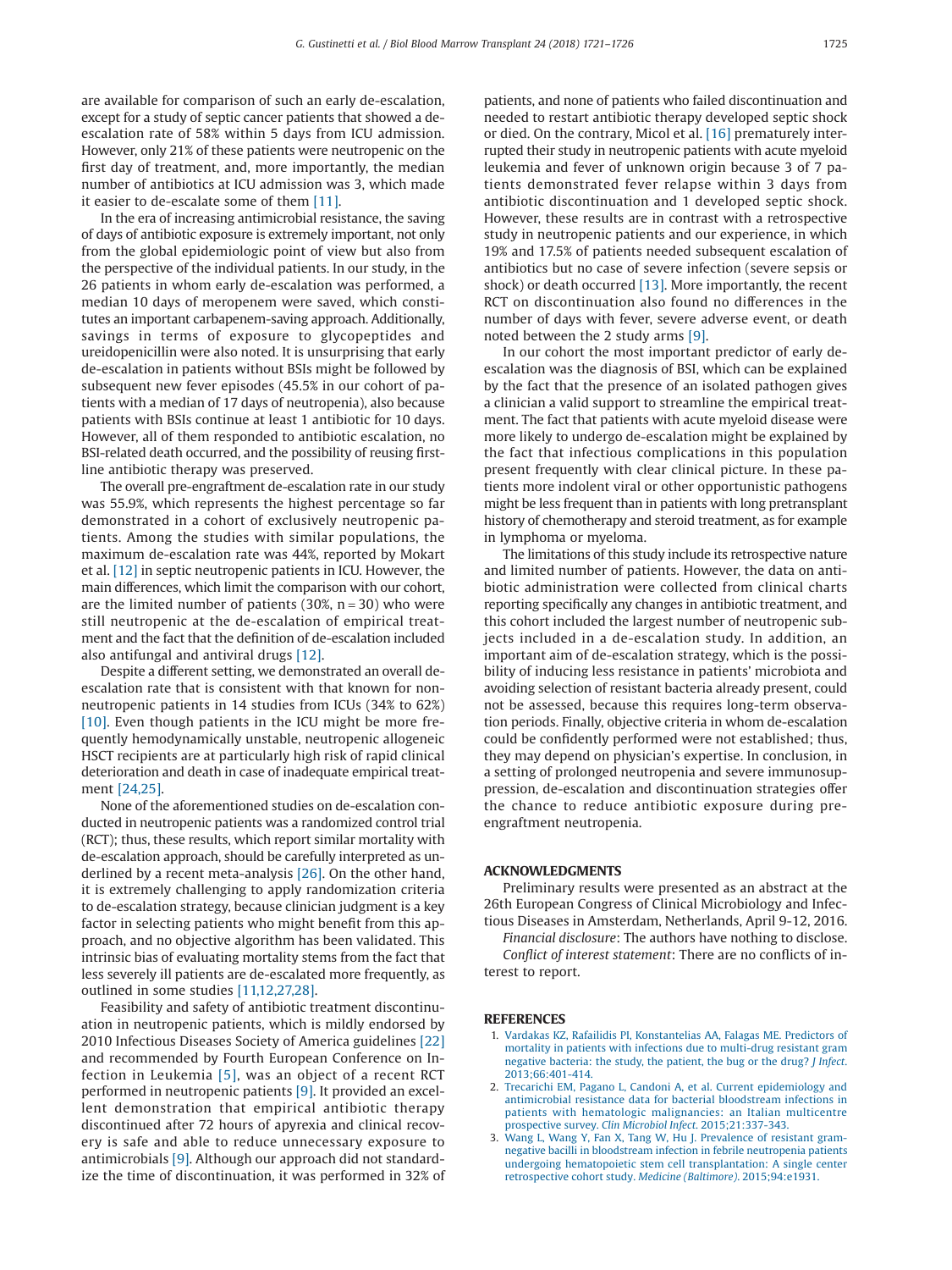are available for comparison of such an early de-escalation, except for a study of septic cancer patients that showed a de-escalation rate of 58% within 5 days from ICU admission. However, only 21% of these patients were neutropenic on the first day of treatment, and, more importantly, the median number of antibiotics at ICU admission was 3, which made it easier to de-escalate some of them [11].

In the era of increasing antimicrobial resistance, the saving of days of antibiotic exposure is extremely important, not only from the global epidemiologic point of view but also from the perspective of the individual patients. In our study, in the 26 patients in whom early de-escalation was performed, a median 10 days of meropenem were saved, which constitutes an important carbapenem-saving approach. Additionally, savings in terms of exposure to glycopeptides and ureidopenicillin were also noted. It is unsurprising that early de-escalation in patients without BSIs might be followed by subsequent new fever episodes (45.5% in our cohort of patients with a median of 17 days of neutropenia), also because patients with BSIs continue at least 1 antibiotic for 10 days. However, all of them responded to antibiotic escalation, no BSI-related death occurred, and the possibility of reusing first-line antibiotic therapy was preserved.

The overall pre-engraftment de-escalation rate in our study was 55.9%, which represents the highest percentage so far demonstrated in a cohort of exclusively neutropenic patients. Among the studies with similar populations, the maximum de-escalation rate was 44%, reported by Mokart et al. [12] in septic neutropenic patients in ICU. However, the main differences, which limit the comparison with our cohort, are the limited number of patients (30%, n = 30) who were still neutropenic at the de-escalation of empirical treatment and the fact that the definition of de-escalation included also antifungal and antiviral drugs [12].

Despite a different setting, we demonstrated an overall de-escalation rate that is consistent with that known for non-neutropenic patients in 14 studies from ICUs (34% to 62%) [10]. Even though patients in the ICU might be more frequently hemodynamically unstable, neutropenic allogeneic HSCT recipients are at particularly high risk of rapid clinical deterioration and death in case of inadequate empirical treatment [24,25].

None of the aforementioned studies on de-escalation conducted in neutropenic patients was a randomized control trial (RCT); thus, these results, which report similar mortality with de-escalation approach, should be carefully interpreted as underlined by a recent meta-analysis [26]. On the other hand, it is extremely challenging to apply randomization criteria to de-escalation strategy, because clinician judgment is a key factor in selecting patients who might benefit from this approach, and no objective algorithm has been validated. This intrinsic bias of evaluating mortality stems from the fact that less severely ill patients are de-escalated more frequently, as outlined in some studies [11,12,27,28].

Feasibility and safety of antibiotic treatment discontinuation in neutropenic patients, which is mildly endorsed by 2010 Infectious Diseases Society of America guidelines [22] and recommended by Fourth European Conference on Infection in Leukemia [5], was an object of a recent RCT performed in neutropenic patients [9]. It provided an excellent demonstration that empirical antibiotic therapy discontinued after 72 hours of apyrexia and clinical recovery is safe and able to reduce unnecessary exposure to antimicrobials [9]. Although our approach did not standardize the time of discontinuation, it was performed in 32% of patients, and none of patients who failed discontinuation and needed to restart antibiotic therapy developed septic shock or died. On the contrary, Micol et al. [16] prematurely interrupted their study in neutropenic patients with acute myeloid leukemia and fever of unknown origin because 3 of 7 patients demonstrated fever relapse within 3 days from antibiotic discontinuation and 1 developed septic shock. However, these results are in contrast with a retrospective study in neutropenic patients and our experience, in which 19% and 17.5% of patients needed subsequent escalation of antibiotics but no case of severe infection (severe sepsis or shock) or death occurred [13]. More importantly, the recent RCT on discontinuation also found no differences in the number of days with fever, severe adverse event, or death noted between the 2 study arms [9].

In our cohort the most important predictor of early de-escalation was the diagnosis of BSI, which can be explained by the fact that the presence of an isolated pathogen gives a clinician a valid support to streamline the empirical treatment. The fact that patients with acute myeloid disease were more likely to undergo de-escalation might be explained by the fact that infectious complications in this population present frequently with clear clinical picture. In these patients more indolent viral or other opportunistic pathogens might be less frequent than in patients with long pretransplant history of chemotherapy and steroid treatment, as for example in lymphoma or myeloma.

The limitations of this study include its retrospective nature and limited number of patients. However, the data on antibiotic administration were collected from clinical charts reporting specifically any changes in antibiotic treatment, and this cohort included the largest number of neutropenic subjects included in a de-escalation study. In addition, an important aim of de-escalation strategy, which is the possibility of inducing less resistance in patients' microbiota and avoiding selection of resistant bacteria already present, could not be assessed, because this requires long-term observation periods. Finally, objective criteria in whom de-escalation could be confidently performed were not established; thus, they may depend on physician's expertise. In conclusion, in a setting of prolonged neutropenia and severe immunosuppression, de-escalation and discontinuation strategies offer the chance to reduce antibiotic exposure during pre-engraftment neutropenia.

## ACKNOWLEDGMENTS

Preliminary results were presented as an abstract at the 26th European Congress of Clinical Microbiology and Infectious Diseases in Amsterdam, Netherlands, April 9-12, 2016.

*Financial disclosure*: The authors have nothing to disclose.

*Conflict of interest statement*: There are no conflicts of interest to report.

## REFERENCES

1. Vardakas KZ, Rafailidis PI, Konstantelias AA, Falagas ME. Predictors of mortality in patients with infections due to multi-drug resistant gram negative bacteria: the study, the patient, the bug or the drug? *J Infect*. 2013;66:401-414.
2. Trecarichi EM, Pagano L, Candoni A, et al. Current epidemiology and antimicrobial resistance data for bacterial bloodstream infections in patients with hematologic malignancies: an Italian multicentre prospective survey. *Clin Microbiol Infect*. 2015;21:337-343.
3. Wang L, Wang Y, Fan X, Tang W, Hu J. Prevalence of resistant gram-negative bacilli in bloodstream infection in febrile neutropenia patients undergoing hematopoietic stem cell transplantation: A single center retrospective cohort study. *Medicine (Baltimore)*. 2015;94:e1931.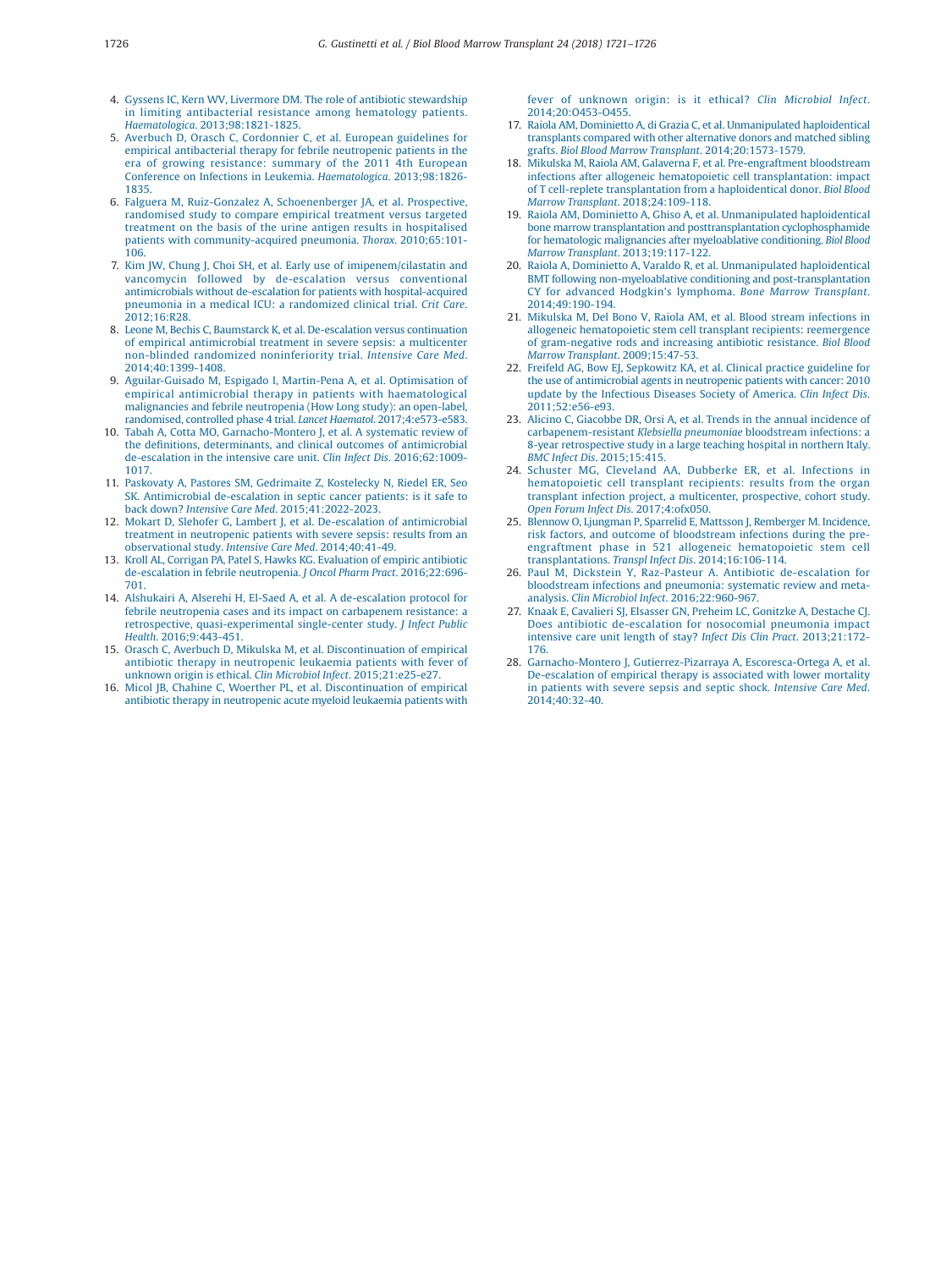4. Gyssens IC, Kern WV, Livermore DM. The role of antibiotic stewardship in limiting antibacterial resistance among hematology patients. *Haematologica*. 2013;98:1821-1825.
5. Averbuch D, Orasch C, Cordonnier C, et al. European guidelines for empirical antibacterial therapy for febrile neutropenic patients in the era of growing resistance: summary of the 2011 4th European Conference on Infections in Leukemia. *Haematologica*. 2013;98:1826-1835.
6. Falguera M, Ruiz-Gonzalez A, Schoenenberger JA, et al. Prospective, randomised study to compare empirical treatment versus targeted treatment on the basis of the urine antigen results in hospitalised patients with community-acquired pneumonia. *Thorax*. 2010;65:101-106.
7. Kim JW, Chung J, Choi SH, et al. Early use of imipenem/cilastatin and vancomycin followed by de-escalation versus conventional antimicrobials without de-escalation for patients with hospital-acquired pneumonia in a medical ICU: a randomized clinical trial. *Crit Care*. 2012;16:R28.
8. Leone M, Bechis C, Baumstarck K, et al. De-escalation versus continuation of empirical antimicrobial treatment in severe sepsis: a multicenter non-blinded randomized noninferiority trial. *Intensive Care Med*. 2014;40:1399-1408.
9. Aguilar-Guisado M, Espigado I, Martin-Pena A, et al. Optimisation of empirical antimicrobial therapy in patients with haematological malignancies and febrile neutropenia (How Long study): an open-label, randomised, controlled phase 4 trial. *Lancet Haematol*. 2017;4:e573-e583.
10. Tabah A, Cotta MO, Garnacho-Montero J, et al. A systematic review of the definitions, determinants, and clinical outcomes of antimicrobial de-escalation in the intensive care unit. *Clin Infect Dis*. 2016;62:1009-1017.
11. Paskovaty A, Pastores SM, Gedrimaite Z, Kostelecky N, Riedel ER, Seo SK. Antimicrobial de-escalation in septic cancer patients: is it safe to back down? *Intensive Care Med*. 2015;41:2022-2023.
12. Mokart D, Slehofer G, Lambert J, et al. De-escalation of antimicrobial treatment in neutropenic patients with severe sepsis: results from an observational study. *Intensive Care Med*. 2014;40:41-49.
13. Kroll AL, Corrigan PA, Patel S, Hawks KG. Evaluation of empiric antibiotic de-escalation in febrile neutropenia. *J Oncol Pharm Pract*. 2016;22:696-701.
14. Alshukairi A, Alserehi H, El-Saed A, et al. A de-escalation protocol for febrile neutropenia cases and its impact on carbapenem resistance: a retrospective, quasi-experimental single-center study. *J Infect Public Health*. 2016;9:443-451.
15. Orasch C, Averbuch D, Mikulska M, et al. Discontinuation of empirical antibiotic therapy in neutropenic leukaemia patients with fever of unknown origin is ethical. *Clin Microbiol Infect*. 2015;21:e25-e27.
16. Micol JB, Chahine C, Woerther PL, et al. Discontinuation of empirical antibiotic therapy in neutropenic acute myeloid leukaemia patients with fever of unknown origin: is it ethical? *Clin Microbiol Infect*. 2014;20:O453-O455.
17. Raiola AM, Dominietto A, di Grazia C, et al. Unmanipulated haploidentical transplants compared with other alternative donors and matched sibling grafts. *Biol Blood Marrow Transplant*. 2014;20:1573-1579.
18. Mikulska M, Raiola AM, Galaverna F, et al. Pre-engraftment bloodstream infections after allogeneic hematopoietic cell transplantation: impact of T cell-replete transplantation from a haploidentical donor. *Biol Blood Marrow Transplant*. 2018;24:109-118.
19. Raiola AM, Dominietto A, Ghiso A, et al. Unmanipulated haploidentical bone marrow transplantation and posttransplantation cyclophosphamide for hematologic malignancies after myeloablative conditioning. *Biol Blood Marrow Transplant*. 2013;19:117-122.
20. Raiola A, Dominietto A, Varaldo R, et al. Unmanipulated haploidentical BMT following non-myeloablative conditioning and post-transplantation CY for advanced Hodgkin's lymphoma. *Bone Marrow Transplant*. 2014;49:190-194.
21. Mikulska M, Del Bono V, Raiola AM, et al. Blood stream infections in allogeneic hematopoietic stem cell transplant recipients: reemergence of gram-negative rods and increasing antibiotic resistance. *Biol Blood Marrow Transplant*. 2009;15:47-53.
22. Freifeld AG, Bow EJ, Sepkowitz KA, et al. Clinical practice guideline for the use of antimicrobial agents in neutropenic patients with cancer: 2010 update by the Infectious Diseases Society of America. *Clin Infect Dis*. 2011;52:e56-e93.
23. Alicino C, Giacobbe DR, Orsi A, et al. Trends in the annual incidence of carbapenem-resistant *Klebsiella pneumoniae* bloodstream infections: a 8-year retrospective study in a large teaching hospital in northern Italy. *BMC Infect Dis*. 2015;15:415.
24. Schuster MG, Cleveland AA, Dubberke ER, et al. Infections in hematopoietic cell transplant recipients: results from the organ transplant infection project, a multicenter, prospective, cohort study. *Open Forum Infect Dis*. 2017;4:ofx050.
25. Blennow O, Ljungman P, Sparrelid E, Mattsson J, Remberger M. Incidence, risk factors, and outcome of bloodstream infections during the pre-engraftment phase in 521 allogeneic hematopoietic stem cell transplantations. *Transpl Infect Dis*. 2014;16:106-114.
26. Paul M, Dickstein Y, Raz-Pasteur A. Antibiotic de-escalation for bloodstream infections and pneumonia: systematic review and meta-analysis. *Clin Microbiol Infect*. 2016;22:960-967.
27. Knaak E, Cavalieri SJ, Elsasser GN, Preheim LC, Gonitzke A, Destache CJ. Does antibiotic de-escalation for nosocomial pneumonia impact intensive care unit length of stay? *Infect Dis Clin Pract*. 2013;21:172-176.
28. Garnacho-Montero J, Gutierrez-Pizarraya A, Escoresca-Ortega A, et al. De-escalation of empirical therapy is associated with lower mortality in patients with severe sepsis and septic shock. *Intensive Care Med*. 2014;40:32-40.